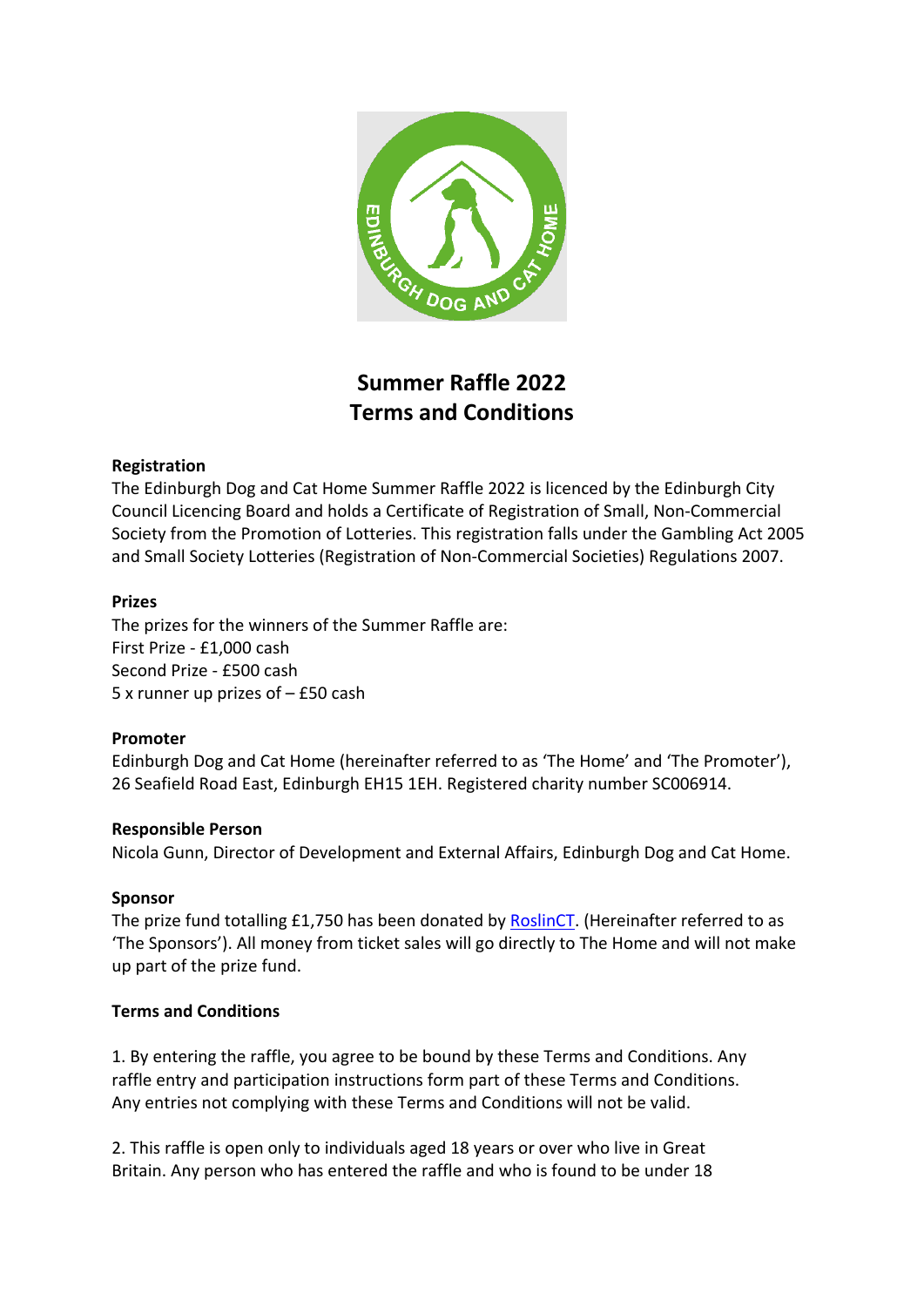# Summer Raffle 2022
# Terms and Conditions

**Registration**

The Edinburgh Dog and Cat Home Summer Raffle 2022 is licenced by the Edinburgh City Council Licencing Board and holds a Certificate of Registration of Small, Non-Commercial Society from the Promotion of Lotteries. This registration falls under the Gambling Act 2005 and Small Society Lotteries (Registration of Non-Commercial Societies) Regulations 2007.

**Prizes**

The prizes for the winners of the Summer Raffle are:
First Prize - £1,000 cash
Second Prize - £500 cash
5 x runner up prizes of – £50 cash

**Promoter**

Edinburgh Dog and Cat Home (hereinafter referred to as 'The Home' and 'The Promoter'), 26 Seafield Road East, Edinburgh EH15 1EH. Registered charity number SC006914.

**Responsible Person**

Nicola Gunn, Director of Development and External Affairs, Edinburgh Dog and Cat Home.

**Sponsor**

The prize fund totalling £1,750 has been donated by RoslinCT. (Hereinafter referred to as 'The Sponsors'). All money from ticket sales will go directly to The Home and will not make up part of the prize fund.

**Terms and Conditions**

1. By entering the raffle, you agree to be bound by these Terms and Conditions. Any raffle entry and participation instructions form part of these Terms and Conditions. Any entries not complying with these Terms and Conditions will not be valid.

2. This raffle is open only to individuals aged 18 years or over who live in Great Britain. Any person who has entered the raffle and who is found to be under 18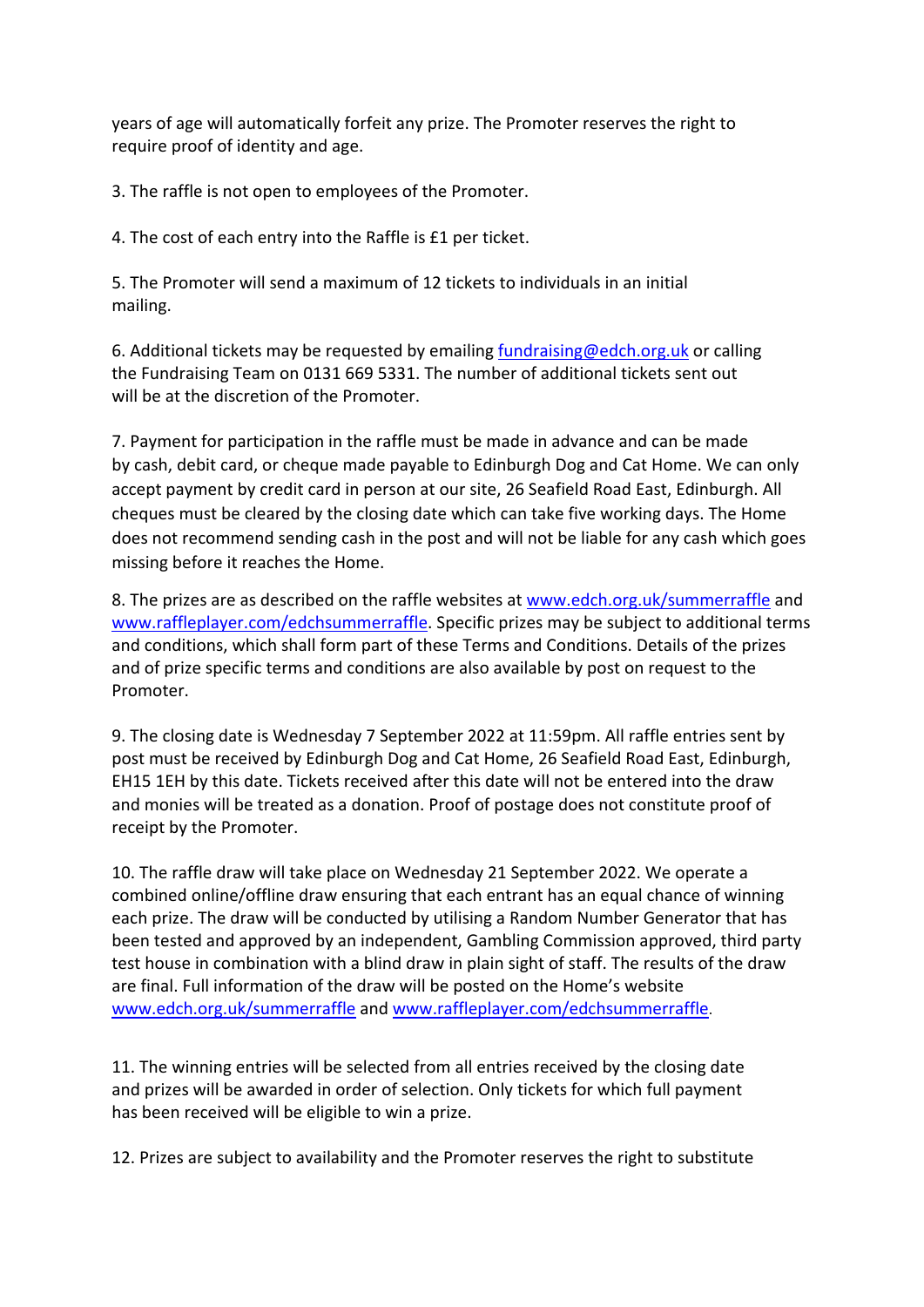years of age will automatically forfeit any prize. The Promoter reserves the right to require proof of identity and age.

3. The raffle is not open to employees of the Promoter.

4. The cost of each entry into the Raffle is £1 per ticket.

5. The Promoter will send a maximum of 12 tickets to individuals in an initial mailing.

6. Additional tickets may be requested by emailing [fundraising@edch.org.uk](mailto:fundraising@edch.org.uk) or calling the Fundraising Team on 0131 669 5331. The number of additional tickets sent out will be at the discretion of the Promoter.

7. Payment for participation in the raffle must be made in advance and can be made by cash, debit card, or cheque made payable to Edinburgh Dog and Cat Home. We can only accept payment by credit card in person at our site, 26 Seafield Road East, Edinburgh. All cheques must be cleared by the closing date which can take five working days. The Home does not recommend sending cash in the post and will not be liable for any cash which goes missing before it reaches the Home.

8. The prizes are as described on the raffle websites at [www.edch.org.uk/summerraffle](http://www.edch.org.uk/summerraffle) and [www.raffleplayer.com/edchsummerraffle](http://www.raffleplayer.com/edchsummerraffle). Specific prizes may be subject to additional terms and conditions, which shall form part of these Terms and Conditions. Details of the prizes and of prize specific terms and conditions are also available by post on request to the Promoter.

9. The closing date is Wednesday 7 September 2022 at 11:59pm. All raffle entries sent by post must be received by Edinburgh Dog and Cat Home, 26 Seafield Road East, Edinburgh, EH15 1EH by this date. Tickets received after this date will not be entered into the draw and monies will be treated as a donation. Proof of postage does not constitute proof of receipt by the Promoter.

10. The raffle draw will take place on Wednesday 21 September 2022. We operate a combined online/offline draw ensuring that each entrant has an equal chance of winning each prize. The draw will be conducted by utilising a Random Number Generator that has been tested and approved by an independent, Gambling Commission approved, third party test house in combination with a blind draw in plain sight of staff. The results of the draw are final. Full information of the draw will be posted on the Home's website [www.edch.org.uk/summerraffle](http://www.edch.org.uk/summerraffle) and [www.raffleplayer.com/edchsummerraffle](http://www.raffleplayer.com/edchsummerraffle).

11. The winning entries will be selected from all entries received by the closing date and prizes will be awarded in order of selection. Only tickets for which full payment has been received will be eligible to win a prize.

12. Prizes are subject to availability and the Promoter reserves the right to substitute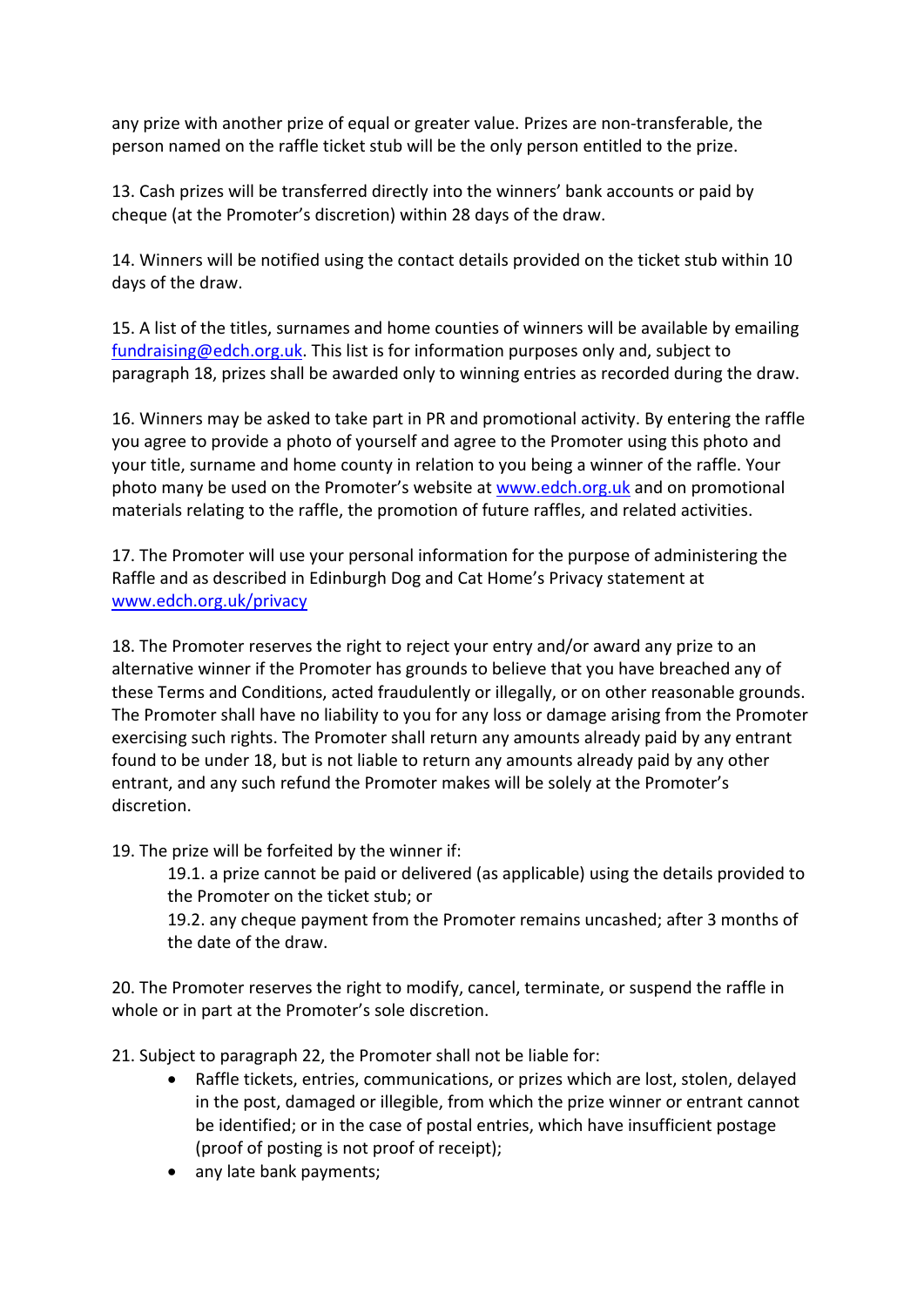any prize with another prize of equal or greater value. Prizes are non-transferable, the person named on the raffle ticket stub will be the only person entitled to the prize.

13. Cash prizes will be transferred directly into the winners' bank accounts or paid by cheque (at the Promoter's discretion) within 28 days of the draw.

14. Winners will be notified using the contact details provided on the ticket stub within 10 days of the draw.

15. A list of the titles, surnames and home counties of winners will be available by emailing fundraising@edch.org.uk. This list is for information purposes only and, subject to paragraph 18, prizes shall be awarded only to winning entries as recorded during the draw.

16. Winners may be asked to take part in PR and promotional activity. By entering the raffle you agree to provide a photo of yourself and agree to the Promoter using this photo and your title, surname and home county in relation to you being a winner of the raffle. Your photo many be used on the Promoter's website at www.edch.org.uk and on promotional materials relating to the raffle, the promotion of future raffles, and related activities.

17. The Promoter will use your personal information for the purpose of administering the Raffle and as described in Edinburgh Dog and Cat Home's Privacy statement at www.edch.org.uk/privacy

18. The Promoter reserves the right to reject your entry and/or award any prize to an alternative winner if the Promoter has grounds to believe that you have breached any of these Terms and Conditions, acted fraudulently or illegally, or on other reasonable grounds. The Promoter shall have no liability to you for any loss or damage arising from the Promoter exercising such rights. The Promoter shall return any amounts already paid by any entrant found to be under 18, but is not liable to return any amounts already paid by any other entrant, and any such refund the Promoter makes will be solely at the Promoter's discretion.

19. The prize will be forfeited by the winner if:

   19.1. a prize cannot be paid or delivered (as applicable) using the details provided to the Promoter on the ticket stub; or

   19.2. any cheque payment from the Promoter remains uncashed; after 3 months of the date of the draw.

20. The Promoter reserves the right to modify, cancel, terminate, or suspend the raffle in whole or in part at the Promoter's sole discretion.

21. Subject to paragraph 22, the Promoter shall not be liable for:

- Raffle tickets, entries, communications, or prizes which are lost, stolen, delayed in the post, damaged or illegible, from which the prize winner or entrant cannot be identified; or in the case of postal entries, which have insufficient postage (proof of posting is not proof of receipt);
- any late bank payments;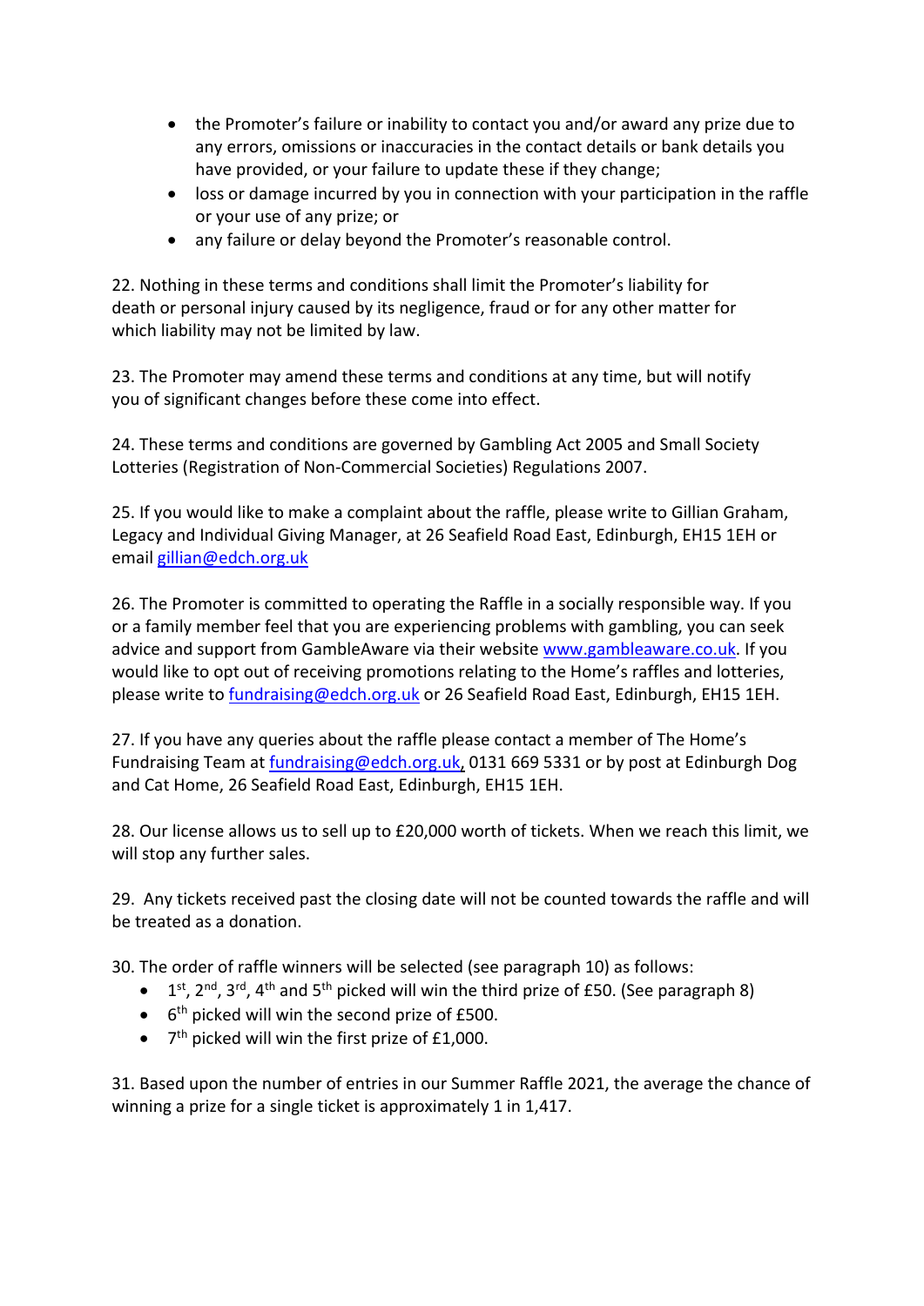- the Promoter's failure or inability to contact you and/or award any prize due to any errors, omissions or inaccuracies in the contact details or bank details you have provided, or your failure to update these if they change;
- loss or damage incurred by you in connection with your participation in the raffle or your use of any prize; or
- any failure or delay beyond the Promoter's reasonable control.

22. Nothing in these terms and conditions shall limit the Promoter's liability for death or personal injury caused by its negligence, fraud or for any other matter for which liability may not be limited by law.

23. The Promoter may amend these terms and conditions at any time, but will notify you of significant changes before these come into effect.

24. These terms and conditions are governed by Gambling Act 2005 and Small Society Lotteries (Registration of Non-Commercial Societies) Regulations 2007.

25. If you would like to make a complaint about the raffle, please write to Gillian Graham, Legacy and Individual Giving Manager, at 26 Seafield Road East, Edinburgh, EH15 1EH or email gillian@edch.org.uk

26. The Promoter is committed to operating the Raffle in a socially responsible way. If you or a family member feel that you are experiencing problems with gambling, you can seek advice and support from GambleAware via their website www.gambleaware.co.uk. If you would like to opt out of receiving promotions relating to the Home's raffles and lotteries, please write to fundraising@edch.org.uk or 26 Seafield Road East, Edinburgh, EH15 1EH.

27. If you have any queries about the raffle please contact a member of The Home's Fundraising Team at fundraising@edch.org.uk, 0131 669 5331 or by post at Edinburgh Dog and Cat Home, 26 Seafield Road East, Edinburgh, EH15 1EH.

28. Our license allows us to sell up to £20,000 worth of tickets. When we reach this limit, we will stop any further sales.

29. Any tickets received past the closing date will not be counted towards the raffle and will be treated as a donation.

30. The order of raffle winners will be selected (see paragraph 10) as follows:

- 1st, 2nd, 3rd, 4th and 5th picked will win the third prize of £50. (See paragraph 8)
- 6th picked will win the second prize of £500.
- 7th picked will win the first prize of £1,000.

31. Based upon the number of entries in our Summer Raffle 2021, the average the chance of winning a prize for a single ticket is approximately 1 in 1,417.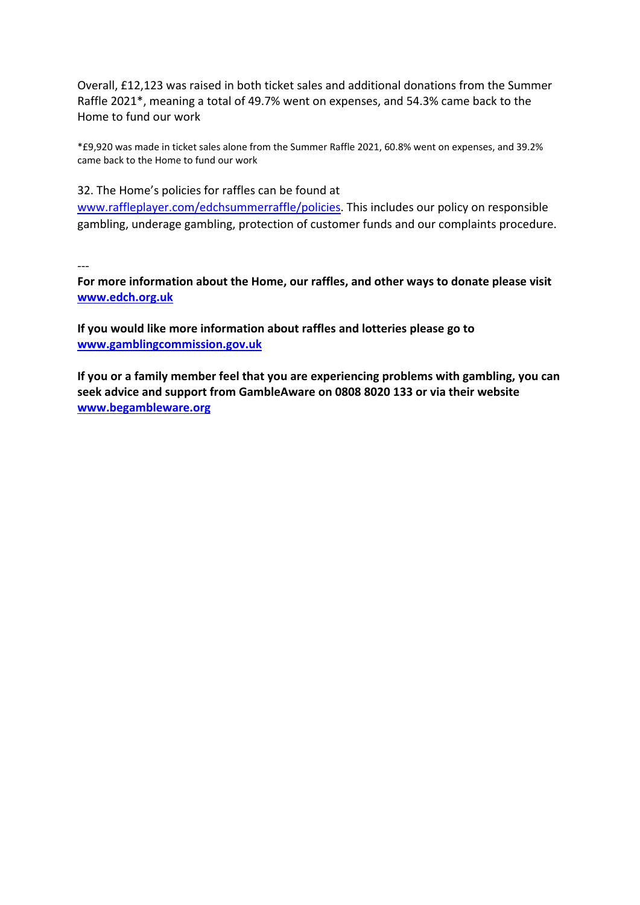Overall, £12,123 was raised in both ticket sales and additional donations from the Summer Raffle 2021*, meaning a total of 49.7% went on expenses, and 54.3% came back to the Home to fund our work

*£9,920 was made in ticket sales alone from the Summer Raffle 2021, 60.8% went on expenses, and 39.2% came back to the Home to fund our work

32. The Home's policies for raffles can be found at [www.raffleplayer.com/edchsummerraffle/policies](www.raffleplayer.com/edchsummerraffle/policies). This includes our policy on responsible gambling, underage gambling, protection of customer funds and our complaints procedure.

---

**For more information about the Home, our raffles, and other ways to donate please visit [www.edch.org.uk](www.edch.org.uk)**

**If you would like more information about raffles and lotteries please go to [www.gamblingcommission.gov.uk](www.gamblingcommission.gov.uk)**

**If you or a family member feel that you are experiencing problems with gambling, you can seek advice and support from GambleAware on 0808 8020 133 or via their website [www.begambleware.org](www.begambleware.org)**